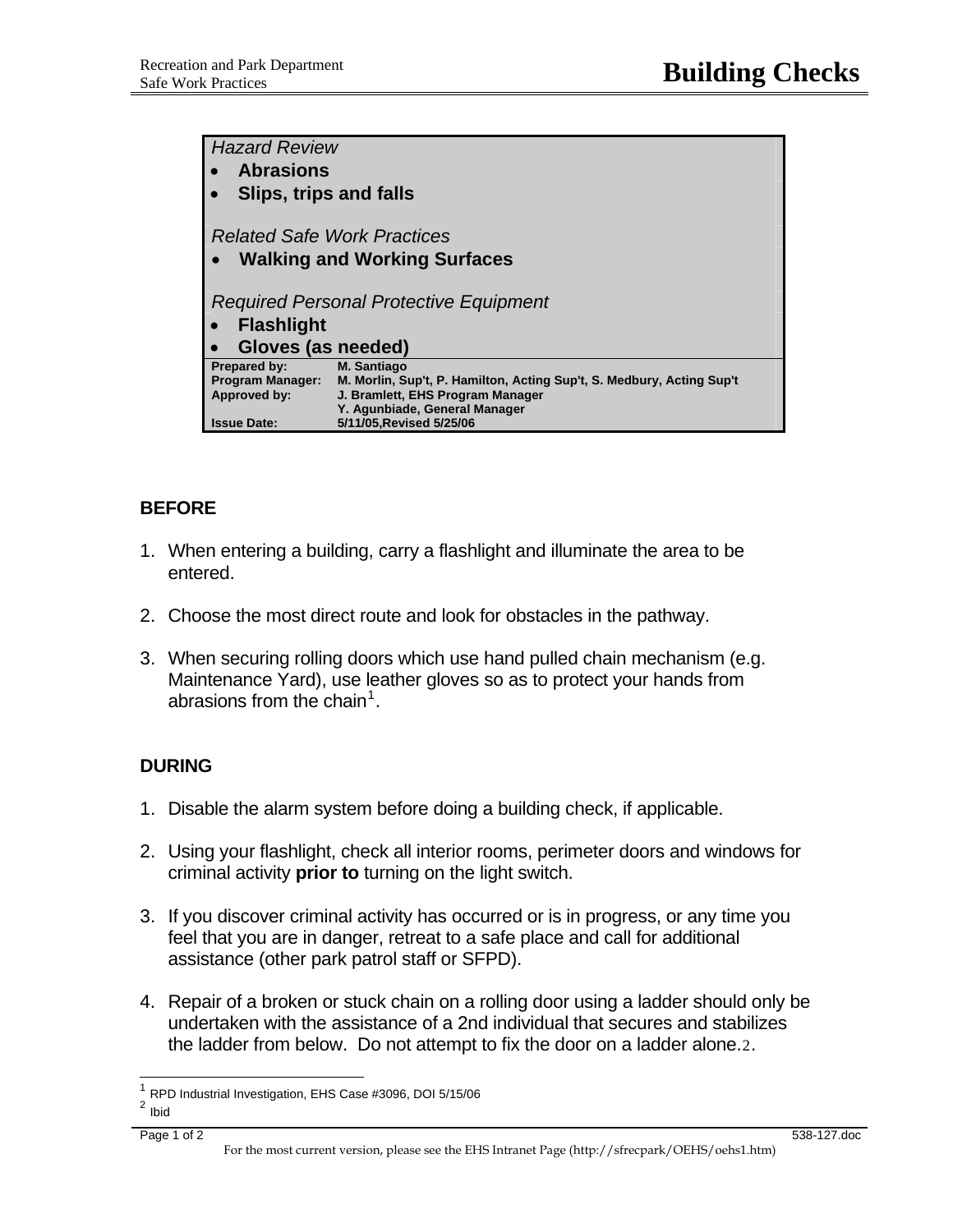# Building Checks

*Hazard Review*

- **Abrasions**
- **Slips, trips and falls**

*Related Safe Work Practices*

- **Walking and Working Surfaces**

*Required Personal Protective Equipment*

- **Flashlight**
- **Gloves (as needed)**

| | |
|---|---|
| **Prepared by:** | **M. Santiago** |
| **Program Manager:** | **M. Morlin, Sup't, P. Hamilton, Acting Sup't, S. Medbury, Acting Sup't** |
| **Approved by:** | **J. Bramlett, EHS Program Manager** |
| | **Y. Agunbiade, General Manager** |
| **Issue Date:** | **5/11/05,Revised 5/25/06** |

## BEFORE

1. When entering a building, carry a flashlight and illuminate the area to be entered.

2. Choose the most direct route and look for obstacles in the pathway.

3. When securing rolling doors which use hand pulled chain mechanism (e.g. Maintenance Yard), use leather gloves so as to protect your hands from abrasions from the chain[1].

## DURING

1. Disable the alarm system before doing a building check, if applicable.

2. Using your flashlight, check all interior rooms, perimeter doors and windows for criminal activity **prior to** turning on the light switch.

3. If you discover criminal activity has occurred or is in progress, or any time you feel that you are in danger, retreat to a safe place and call for additional assistance (other park patrol staff or SFPD).

4. Repair of a broken or stuck chain on a rolling door using a ladder should only be undertaken with the assistance of a 2nd individual that secures and stabilizes the ladder from below. Do not attempt to fix the door on a ladder alone.[2].

---

[1] RPD Industrial Investigation, EHS Case #3096, DOI 5/15/06

[2] Ibid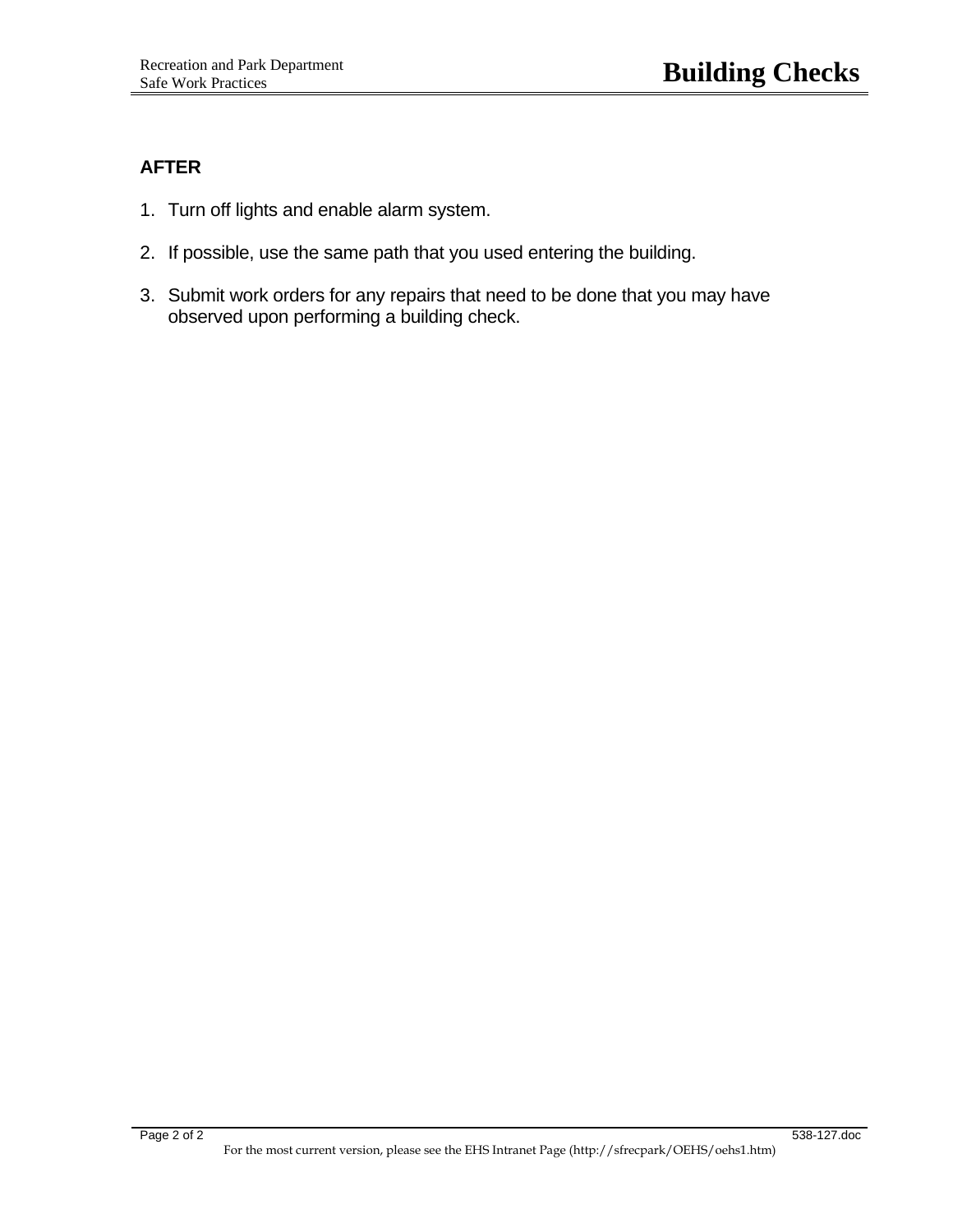**AFTER**

1. Turn off lights and enable alarm system.

2. If possible, use the same path that you used entering the building.

3. Submit work orders for any repairs that need to be done that you may have observed upon performing a building check.